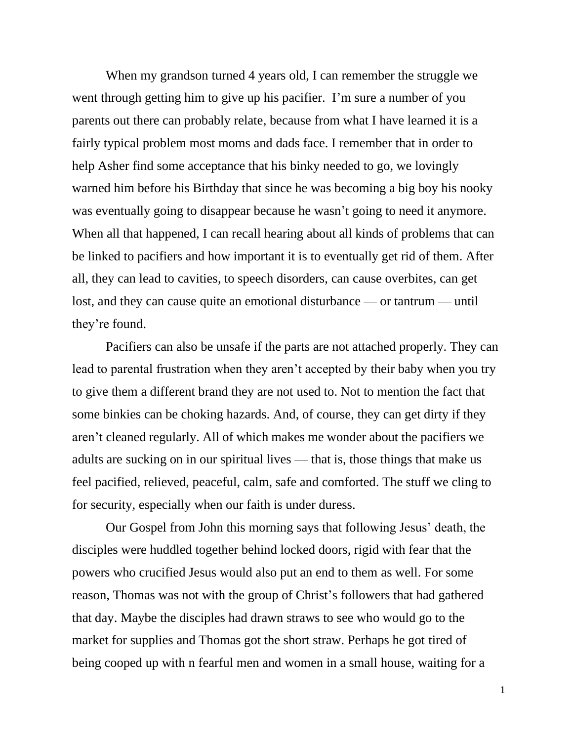When my grandson turned 4 years old, I can remember the struggle we went through getting him to give up his pacifier. I'm sure a number of you parents out there can probably relate, because from what I have learned it is a fairly typical problem most moms and dads face. I remember that in order to help Asher find some acceptance that his binky needed to go, we lovingly warned him before his Birthday that since he was becoming a big boy his nooky was eventually going to disappear because he wasn't going to need it anymore. When all that happened, I can recall hearing about all kinds of problems that can be linked to pacifiers and how important it is to eventually get rid of them. After all, they can lead to cavities, to speech disorders, can cause overbites, can get lost, and they can cause quite an emotional disturbance — or tantrum — until they're found.

Pacifiers can also be unsafe if the parts are not attached properly. They can lead to parental frustration when they aren't accepted by their baby when you try to give them a different brand they are not used to. Not to mention the fact that some binkies can be choking hazards. And, of course, they can get dirty if they aren't cleaned regularly. All of which makes me wonder about the pacifiers we adults are sucking on in our spiritual lives — that is, those things that make us feel pacified, relieved, peaceful, calm, safe and comforted. The stuff we cling to for security, especially when our faith is under duress.

Our Gospel from John this morning says that following Jesus' death, the disciples were huddled together behind locked doors, rigid with fear that the powers who crucified Jesus would also put an end to them as well. For some reason, Thomas was not with the group of Christ's followers that had gathered that day. Maybe the disciples had drawn straws to see who would go to the market for supplies and Thomas got the short straw. Perhaps he got tired of being cooped up with n fearful men and women in a small house, waiting for a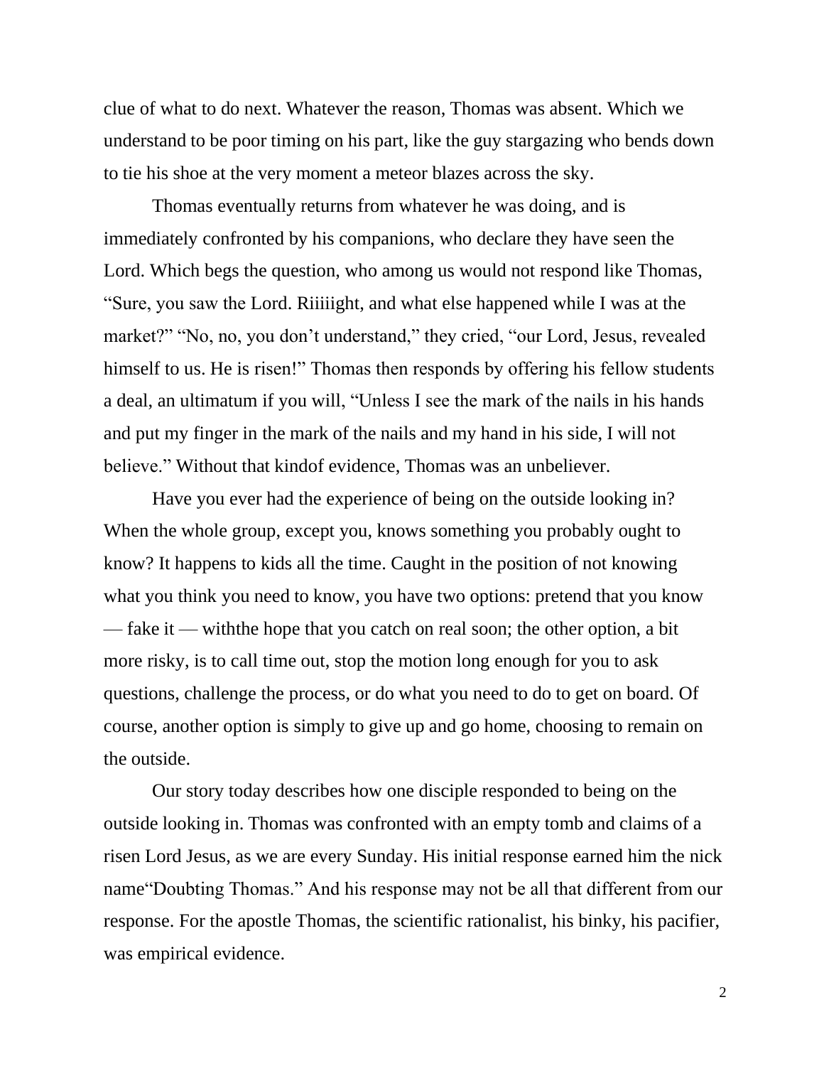clue of what to do next. Whatever the reason, Thomas was absent. Which we understand to be poor timing on his part, like the guy stargazing who bends down to tie his shoe at the very moment a meteor blazes across the sky.

Thomas eventually returns from whatever he was doing, and is immediately confronted by his companions, who declare they have seen the Lord. Which begs the question, who among us would not respond like Thomas, "Sure, you saw the Lord. Riiiiight, and what else happened while I was at the market?" "No, no, you don't understand," they cried, "our Lord, Jesus, revealed himself to us. He is risen!" Thomas then responds by offering his fellow students a deal, an ultimatum if you will, "Unless I see the mark of the nails in his hands and put my finger in the mark of the nails and my hand in his side, I will not believe." Without that kindof evidence, Thomas was an unbeliever.

Have you ever had the experience of being on the outside looking in? When the whole group, except you, knows something you probably ought to know? It happens to kids all the time. Caught in the position of not knowing what you think you need to know, you have two options: pretend that you know — fake it — withthe hope that you catch on real soon; the other option, a bit more risky, is to call time out, stop the motion long enough for you to ask questions, challenge the process, or do what you need to do to get on board. Of course, another option is simply to give up and go home, choosing to remain on the outside.

Our story today describes how one disciple responded to being on the outside looking in. Thomas was confronted with an empty tomb and claims of a risen Lord Jesus, as we are every Sunday. His initial response earned him the nick name"Doubting Thomas." And his response may not be all that different from our response. For the apostle Thomas, the scientific rationalist, his binky, his pacifier, was empirical evidence.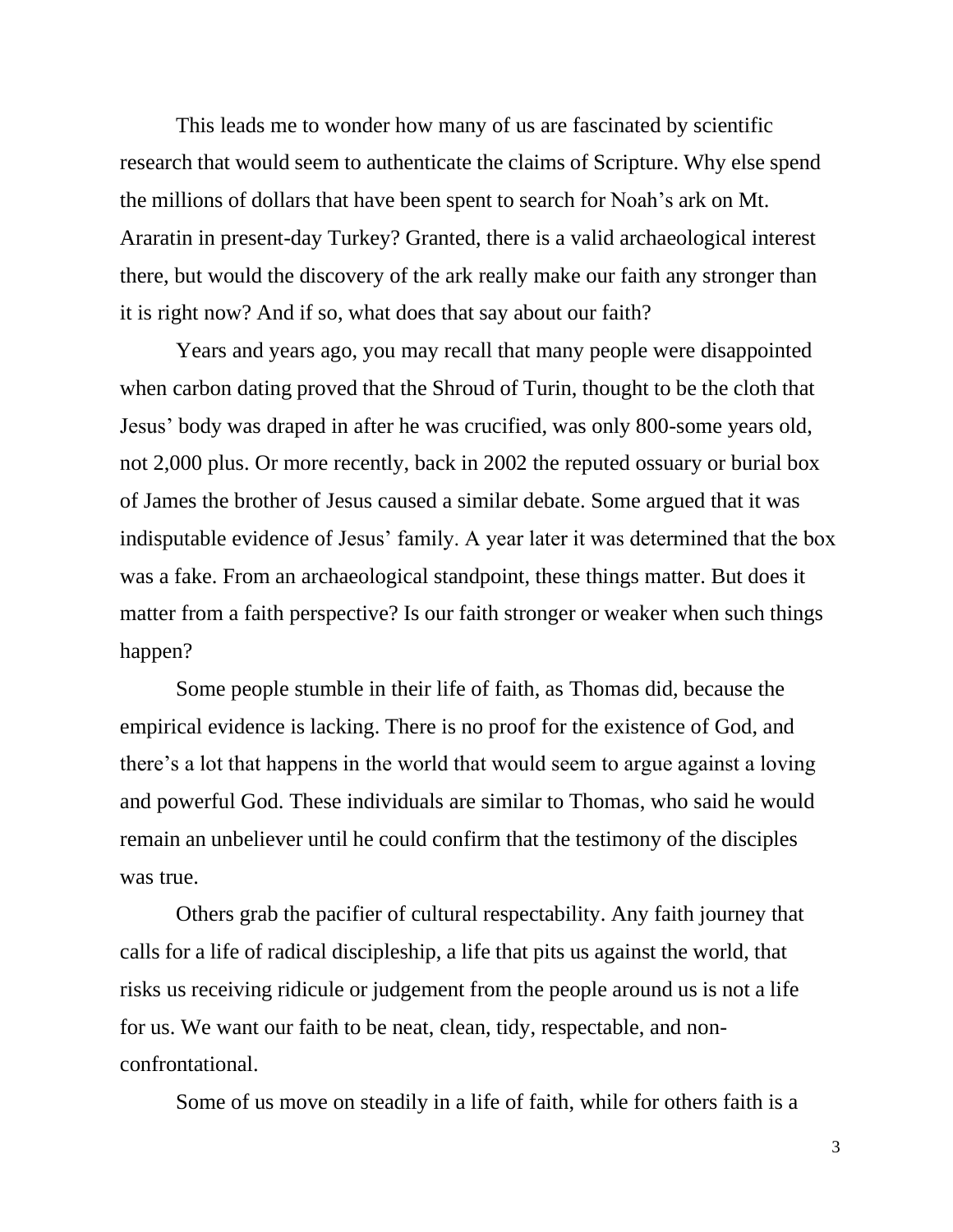This leads me to wonder how many of us are fascinated by scientific research that would seem to authenticate the claims of Scripture. Why else spend the millions of dollars that have been spent to search for Noah's ark on Mt. Araratin in present-day Turkey? Granted, there is a valid archaeological interest there, but would the discovery of the ark really make our faith any stronger than it is right now? And if so, what does that say about our faith?

Years and years ago, you may recall that many people were disappointed when carbon dating proved that the Shroud of Turin, thought to be the cloth that Jesus' body was draped in after he was crucified, was only 800-some years old, not 2,000 plus. Or more recently, back in 2002 the reputed ossuary or burial box of James the brother of Jesus caused a similar debate. Some argued that it was indisputable evidence of Jesus' family. A year later it was determined that the box was a fake. From an archaeological standpoint, these things matter. But does it matter from a faith perspective? Is our faith stronger or weaker when such things happen?

Some people stumble in their life of faith, as Thomas did, because the empirical evidence is lacking. There is no proof for the existence of God, and there's a lot that happens in the world that would seem to argue against a loving and powerful God. These individuals are similar to Thomas, who said he would remain an unbeliever until he could confirm that the testimony of the disciples was true.

Others grab the pacifier of cultural respectability. Any faith journey that calls for a life of radical discipleship, a life that pits us against the world, that risks us receiving ridicule or judgement from the people around us is not a life for us. We want our faith to be neat, clean, tidy, respectable, and non-confrontational.

Some of us move on steadily in a life of faith, while for others faith is a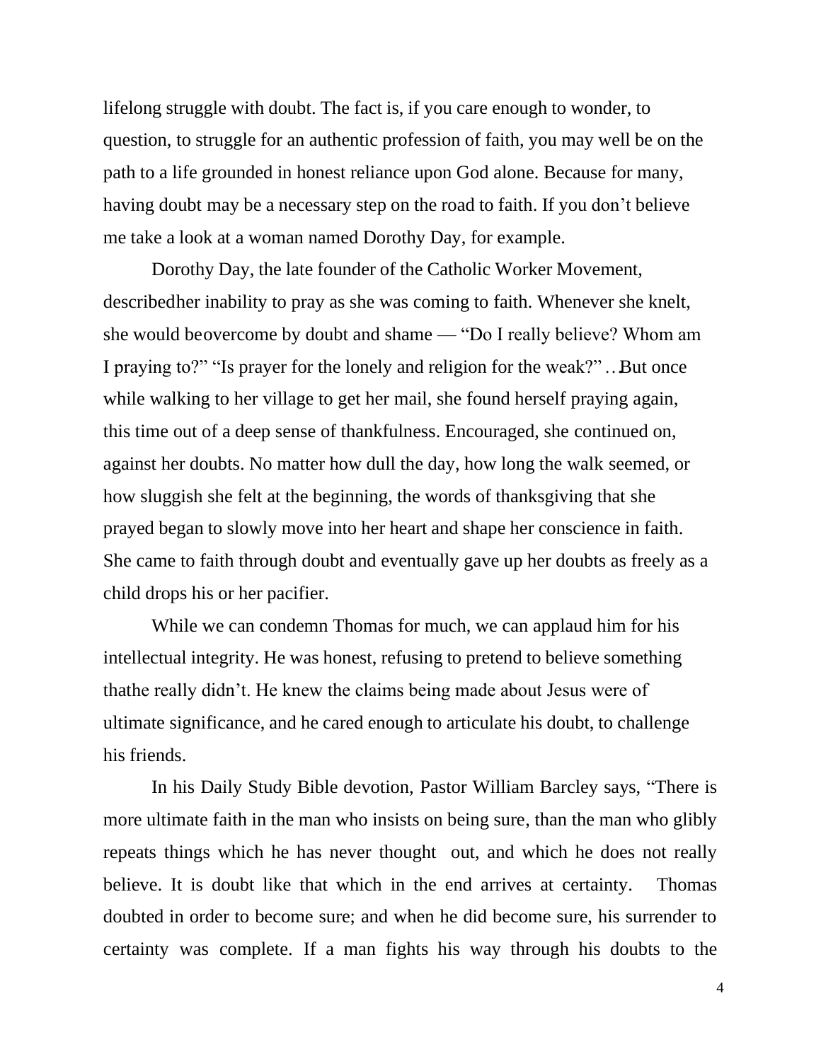lifelong struggle with doubt. The fact is, if you care enough to wonder, to question, to struggle for an authentic profession of faith, you may well be on the path to a life grounded in honest reliance upon God alone. Because for many, having doubt may be a necessary step on the road to faith. If you don't believe me take a look at a woman named Dorothy Day, for example.

Dorothy Day, the late founder of the Catholic Worker Movement, describedher inability to pray as she was coming to faith. Whenever she knelt, she would beovercome by doubt and shame — "Do I really believe? Whom am I praying to?" "Is prayer for the lonely and religion for the weak?" …But once while walking to her village to get her mail, she found herself praying again, this time out of a deep sense of thankfulness. Encouraged, she continued on, against her doubts. No matter how dull the day, how long the walk seemed, or how sluggish she felt at the beginning, the words of thanksgiving that she prayed began to slowly move into her heart and shape her conscience in faith. She came to faith through doubt and eventually gave up her doubts as freely as a child drops his or her pacifier.

While we can condemn Thomas for much, we can applaud him for his intellectual integrity. He was honest, refusing to pretend to believe something thathe really didn't. He knew the claims being made about Jesus were of ultimate significance, and he cared enough to articulate his doubt, to challenge his friends.

In his Daily Study Bible devotion, Pastor William Barcley says, "There is more ultimate faith in the man who insists on being sure, than the man who glibly repeats things which he has never thought out, and which he does not really believe. It is doubt like that which in the end arrives at certainty. Thomas doubted in order to become sure; and when he did become sure, his surrender to certainty was complete. If a man fights his way through his doubts to the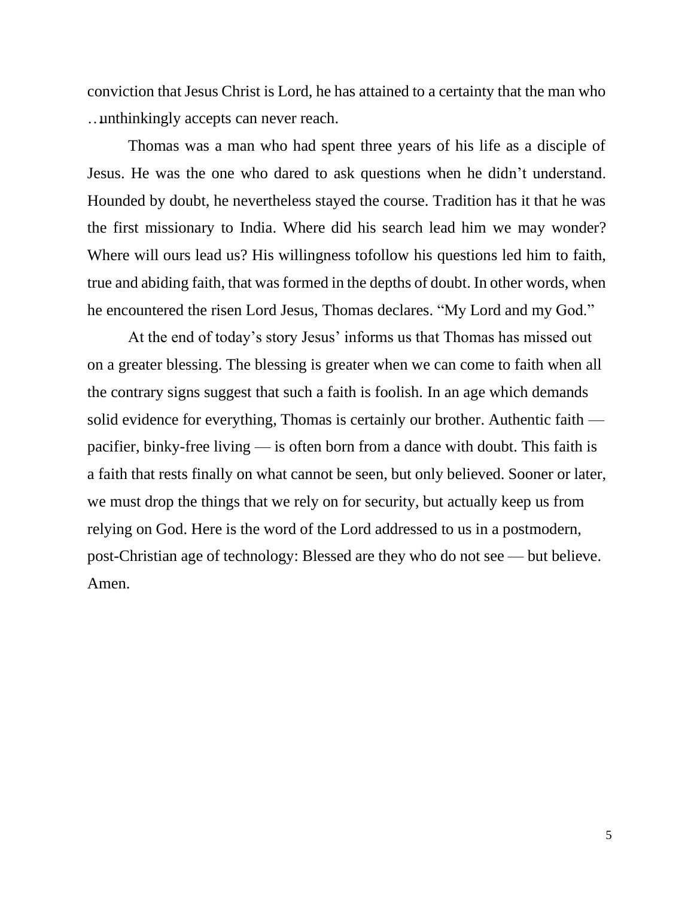conviction that Jesus Christ is Lord, he has attained to a certainty that the man who …unthinkingly accepts can never reach.

Thomas was a man who had spent three years of his life as a disciple of Jesus. He was the one who dared to ask questions when he didn't understand. Hounded by doubt, he nevertheless stayed the course. Tradition has it that he was the first missionary to India. Where did his search lead him we may wonder? Where will ours lead us? His willingness tofollow his questions led him to faith, true and abiding faith, that was formed in the depths of doubt. In other words, when he encountered the risen Lord Jesus, Thomas declares. "My Lord and my God."

At the end of today's story Jesus' informs us that Thomas has missed out on a greater blessing. The blessing is greater when we can come to faith when all the contrary signs suggest that such a faith is foolish. In an age which demands solid evidence for everything, Thomas is certainly our brother. Authentic faith — pacifier, binky-free living — is often born from a dance with doubt. This faith is a faith that rests finally on what cannot be seen, but only believed. Sooner or later, we must drop the things that we rely on for security, but actually keep us from relying on God. Here is the word of the Lord addressed to us in a postmodern, post-Christian age of technology: Blessed are they who do not see — but believe. Amen.